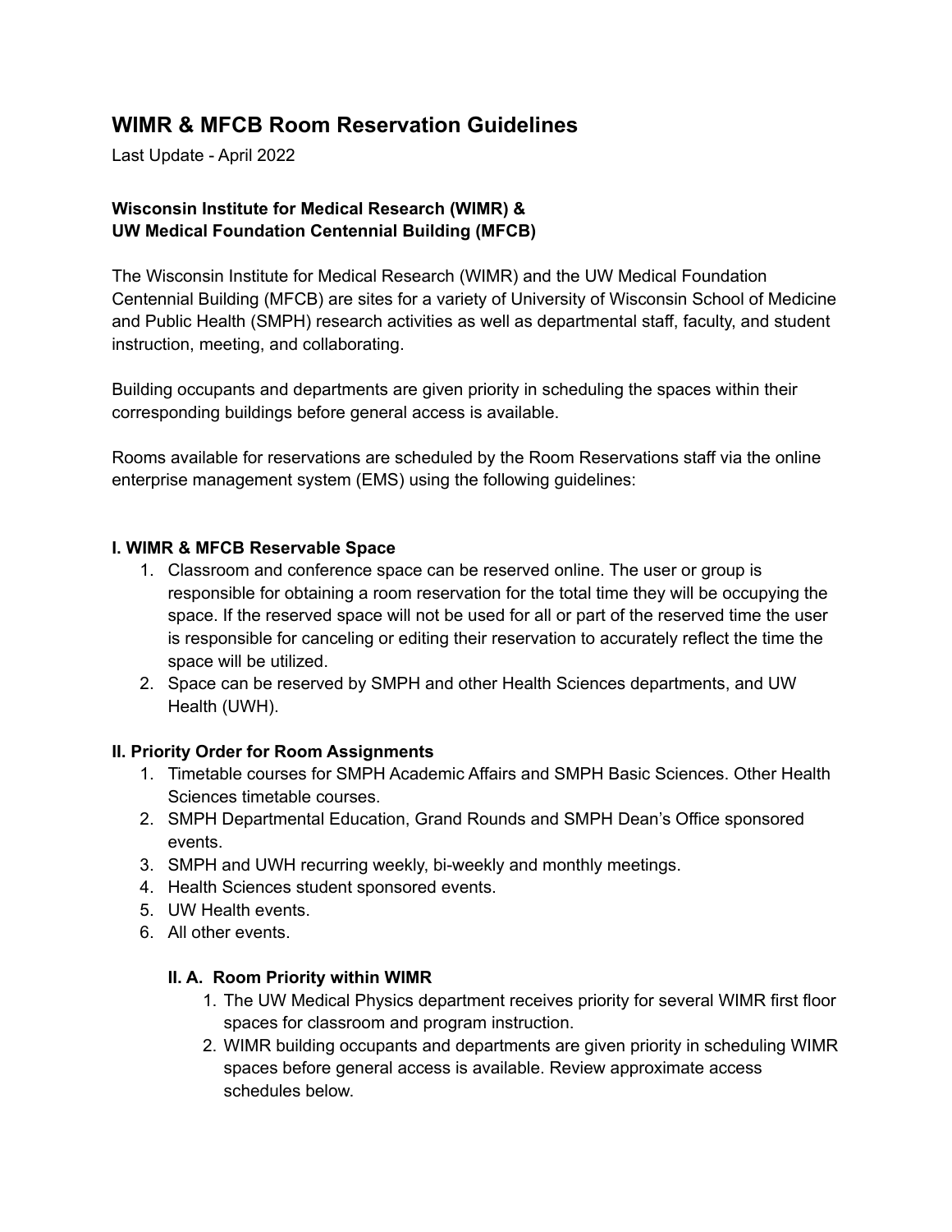# WIMR & MFCB Room Reservation Guidelines

Last Update - April 2022

**Wisconsin Institute for Medical Research (WIMR) &**
**UW Medical Foundation Centennial Building (MFCB)**

The Wisconsin Institute for Medical Research (WIMR) and the UW Medical Foundation Centennial Building (MFCB) are sites for a variety of University of Wisconsin School of Medicine and Public Health (SMPH) research activities as well as departmental staff, faculty, and student instruction, meeting, and collaborating.

Building occupants and departments are given priority in scheduling the spaces within their corresponding buildings before general access is available.

Rooms available for reservations are scheduled by the Room Reservations staff via the online enterprise management system (EMS) using the following guidelines:

## I. WIMR & MFCB Reservable Space

1. Classroom and conference space can be reserved online. The user or group is responsible for obtaining a room reservation for the total time they will be occupying the space. If the reserved space will not be used for all or part of the reserved time the user is responsible for canceling or editing their reservation to accurately reflect the time the space will be utilized.
2. Space can be reserved by SMPH and other Health Sciences departments, and UW Health (UWH).

## II. Priority Order for Room Assignments

1. Timetable courses for SMPH Academic Affairs and SMPH Basic Sciences. Other Health Sciences timetable courses.
2. SMPH Departmental Education, Grand Rounds and SMPH Dean's Office sponsored events.
3. SMPH and UWH recurring weekly, bi-weekly and monthly meetings.
4. Health Sciences student sponsored events.
5. UW Health events.
6. All other events.

### II. A. Room Priority within WIMR

1. The UW Medical Physics department receives priority for several WIMR first floor spaces for classroom and program instruction.
2. WIMR building occupants and departments are given priority in scheduling WIMR spaces before general access is available. Review approximate access schedules below.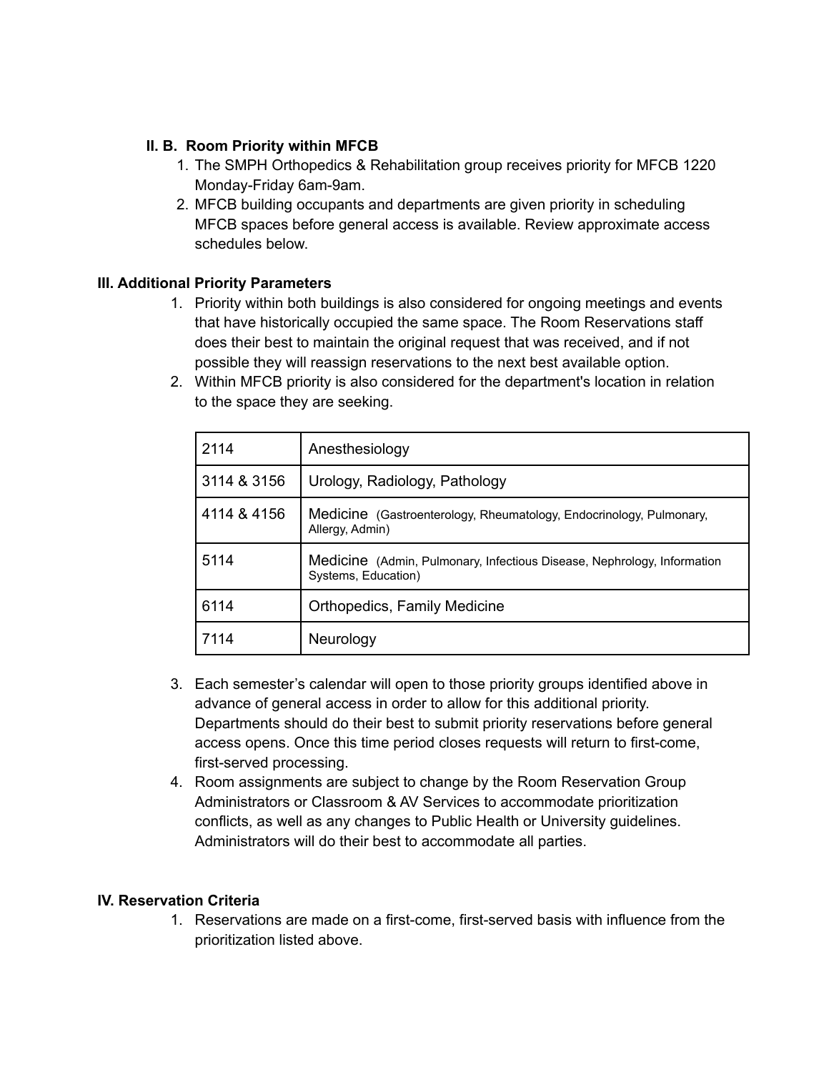### II. B. Room Priority within MFCB

1. The SMPH Orthopedics & Rehabilitation group receives priority for MFCB 1220 Monday-Friday 6am-9am.
2. MFCB building occupants and departments are given priority in scheduling MFCB spaces before general access is available. Review approximate access schedules below.

### III. Additional Priority Parameters

1. Priority within both buildings is also considered for ongoing meetings and events that have historically occupied the same space. The Room Reservations staff does their best to maintain the original request that was received, and if not possible they will reassign reservations to the next best available option.
2. Within MFCB priority is also considered for the department's location in relation to the space they are seeking.

| | |
|---|---|
| 2114 | Anesthesiology |
| 3114 & 3156 | Urology, Radiology, Pathology |
| 4114 & 4156 | Medicine (Gastroenterology, Rheumatology, Endocrinology, Pulmonary, Allergy, Admin) |
| 5114 | Medicine (Admin, Pulmonary, Infectious Disease, Nephrology, Information Systems, Education) |
| 6114 | Orthopedics, Family Medicine |
| 7114 | Neurology |

3. Each semester's calendar will open to those priority groups identified above in advance of general access in order to allow for this additional priority. Departments should do their best to submit priority reservations before general access opens. Once this time period closes requests will return to first-come, first-served processing.
4. Room assignments are subject to change by the Room Reservation Group Administrators or Classroom & AV Services to accommodate prioritization conflicts, as well as any changes to Public Health or University guidelines. Administrators will do their best to accommodate all parties.

### IV. Reservation Criteria

1. Reservations are made on a first-come, first-served basis with influence from the prioritization listed above.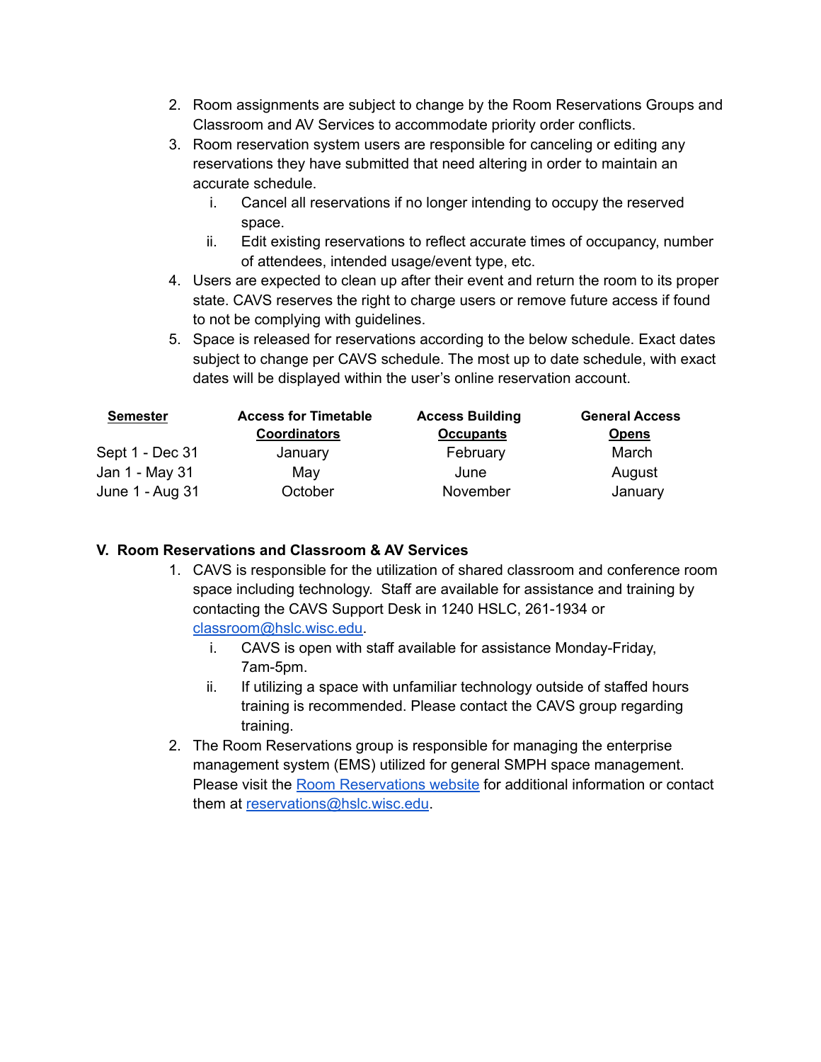2. Room assignments are subject to change by the Room Reservations Groups and Classroom and AV Services to accommodate priority order conflicts.
3. Room reservation system users are responsible for canceling or editing any reservations they have submitted that need altering in order to maintain an accurate schedule.
    i. Cancel all reservations if no longer intending to occupy the reserved space.
    ii. Edit existing reservations to reflect accurate times of occupancy, number of attendees, intended usage/event type, etc.
4. Users are expected to clean up after their event and return the room to its proper state. CAVS reserves the right to charge users or remove future access if found to not be complying with guidelines.
5. Space is released for reservations according to the below schedule. Exact dates subject to change per CAVS schedule. The most up to date schedule, with exact dates will be displayed within the user's online reservation account.

| Semester | Access for Timetable Coordinators | Access Building Occupants | General Access Opens |
|---|---|---|---|
| Sept 1 - Dec 31 | January | February | March |
| Jan 1 - May 31 | May | June | August |
| June 1 - Aug 31 | October | November | January |

## V. Room Reservations and Classroom & AV Services

1. CAVS is responsible for the utilization of shared classroom and conference room space including technology. Staff are available for assistance and training by contacting the CAVS Support Desk in 1240 HSLC, 261-1934 or classroom@hslc.wisc.edu.
    i. CAVS is open with staff available for assistance Monday-Friday, 7am-5pm.
    ii. If utilizing a space with unfamiliar technology outside of staffed hours training is recommended. Please contact the CAVS group regarding training.
2. The Room Reservations group is responsible for managing the enterprise management system (EMS) utilized for general SMPH space management. Please visit the Room Reservations website for additional information or contact them at reservations@hslc.wisc.edu.